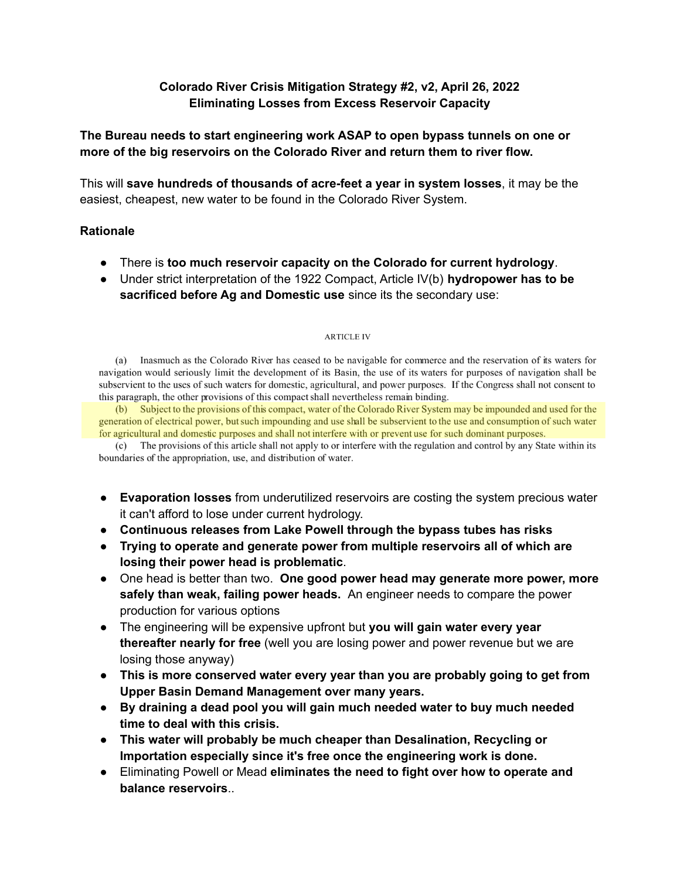# Colorado River Crisis Mitigation Strategy #2, v2, April 26, 2022
## Eliminating Losses from Excess Reservoir Capacity

**The Bureau needs to start engineering work ASAP to open bypass tunnels on one or more of the big reservoirs on the Colorado River and return them to river flow.**

This will **save hundreds of thousands of acre-feet a year in system losses**, it may be the easiest, cheapest, new water to be found in the Colorado River System.

**Rationale**

- There is **too much reservoir capacity on the Colorado for current hydrology**.
- Under strict interpretation of the 1922 Compact, Article IV(b) **hydropower has to be sacrificed before Ag and Domestic use** since its the secondary use:

ARTICLE IV

(a) Inasmuch as the Colorado River has ceased to be navigable for commerce and the reservation of its waters for navigation would seriously limit the development of its Basin, the use of its waters for purposes of navigation shall be subservient to the uses of such waters for domestic, agricultural, and power purposes. If the Congress shall not consent to this paragraph, the other provisions of this compact shall nevertheless remain binding.

(b) Subject to the provisions of this compact, water of the Colorado River System may be impounded and used for the generation of electrical power, but such impounding and use shall be subservient to the use and consumption of such water for agricultural and domestic purposes and shall not interfere with or prevent use for such dominant purposes.

(c) The provisions of this article shall not apply to or interfere with the regulation and control by any State within its boundaries of the appropriation, use, and distribution of water.

- **Evaporation losses** from underutilized reservoirs are costing the system precious water it can't afford to lose under current hydrology.
- **Continuous releases from Lake Powell through the bypass tubes has risks**
- **Trying to operate and generate power from multiple reservoirs all of which are losing their power head is problematic**.
- One head is better than two. **One good power head may generate more power, more safely than weak, failing power heads.** An engineer needs to compare the power production for various options
- The engineering will be expensive upfront but **you will gain water every year thereafter nearly for free** (well you are losing power and power revenue but we are losing those anyway)
- **This is more conserved water every year than you are probably going to get from Upper Basin Demand Management over many years.**
- **By draining a dead pool you will gain much needed water to buy much needed time to deal with this crisis.**
- **This water will probably be much cheaper than Desalination, Recycling or Importation especially since it's free once the engineering work is done.**
- Eliminating Powell or Mead **eliminates the need to fight over how to operate and balance reservoirs**..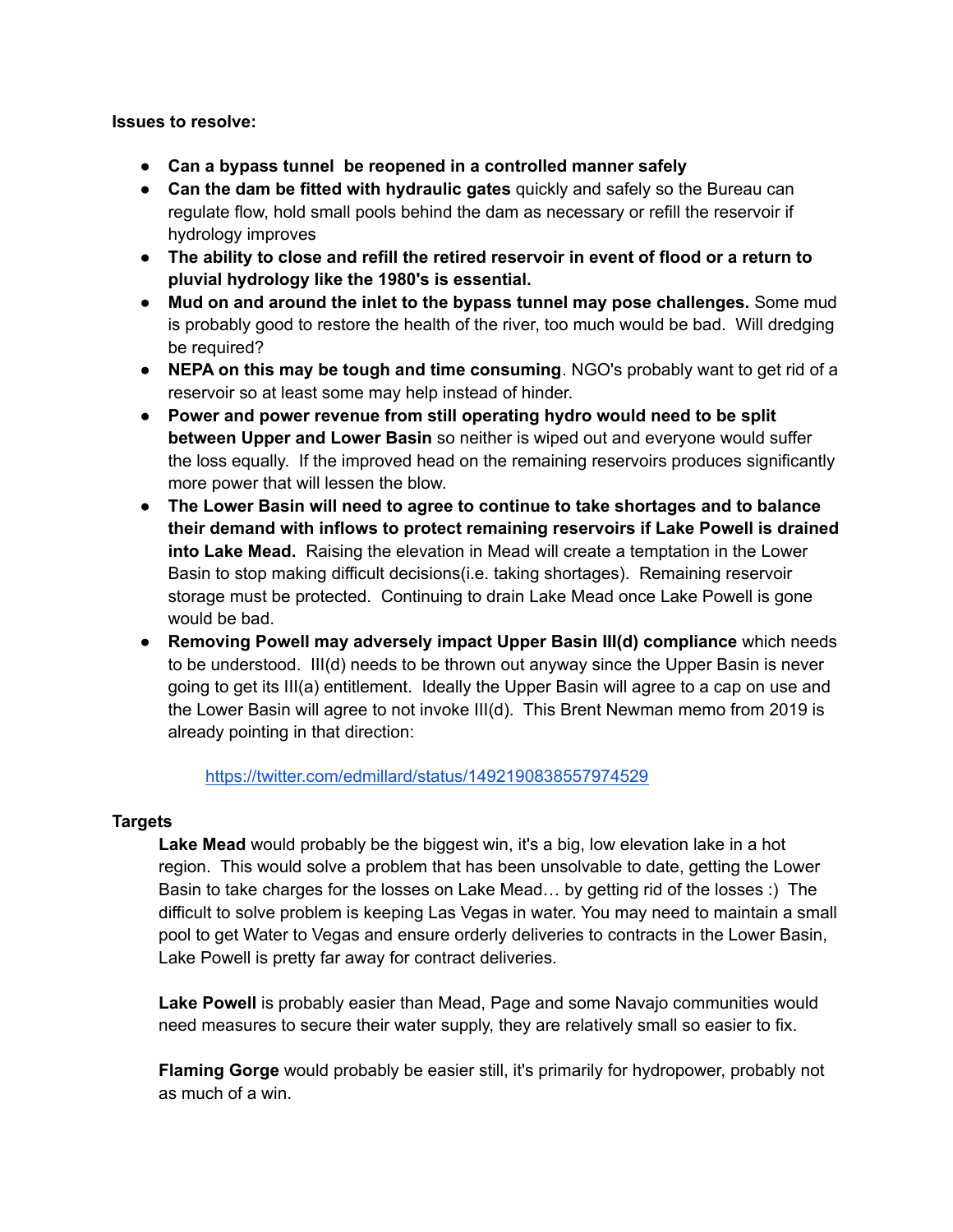**Issues to resolve:**

- **Can a bypass tunnel be reopened in a controlled manner safely**
- **Can the dam be fitted with hydraulic gates** quickly and safely so the Bureau can regulate flow, hold small pools behind the dam as necessary or refill the reservoir if hydrology improves
- **The ability to close and refill the retired reservoir in event of flood or a return to pluvial hydrology like the 1980's is essential.**
- **Mud on and around the inlet to the bypass tunnel may pose challenges.** Some mud is probably good to restore the health of the river, too much would be bad. Will dredging be required?
- **NEPA on this may be tough and time consuming**. NGO's probably want to get rid of a reservoir so at least some may help instead of hinder.
- **Power and power revenue from still operating hydro would need to be split between Upper and Lower Basin** so neither is wiped out and everyone would suffer the loss equally. If the improved head on the remaining reservoirs produces significantly more power that will lessen the blow.
- **The Lower Basin will need to agree to continue to take shortages and to balance their demand with inflows to protect remaining reservoirs if Lake Powell is drained into Lake Mead.** Raising the elevation in Mead will create a temptation in the Lower Basin to stop making difficult decisions(i.e. taking shortages). Remaining reservoir storage must be protected. Continuing to drain Lake Mead once Lake Powell is gone would be bad.
- **Removing Powell may adversely impact Upper Basin III(d) compliance** which needs to be understood. III(d) needs to be thrown out anyway since the Upper Basin is never going to get its III(a) entitlement. Ideally the Upper Basin will agree to a cap on use and the Lower Basin will agree to not invoke III(d). This Brent Newman memo from 2019 is already pointing in that direction:

  [https://twitter.com/edmillard/status/1492190838557974529](https://twitter.com/edmillard/status/1492190838557974529)

**Targets**

**Lake Mead** would probably be the biggest win, it's a big, low elevation lake in a hot region. This would solve a problem that has been unsolvable to date, getting the Lower Basin to take charges for the losses on Lake Mead… by getting rid of the losses :) The difficult to solve problem is keeping Las Vegas in water. You may need to maintain a small pool to get Water to Vegas and ensure orderly deliveries to contracts in the Lower Basin, Lake Powell is pretty far away for contract deliveries.

**Lake Powell** is probably easier than Mead, Page and some Navajo communities would need measures to secure their water supply, they are relatively small so easier to fix.

**Flaming Gorge** would probably be easier still, it's primarily for hydropower, probably not as much of a win.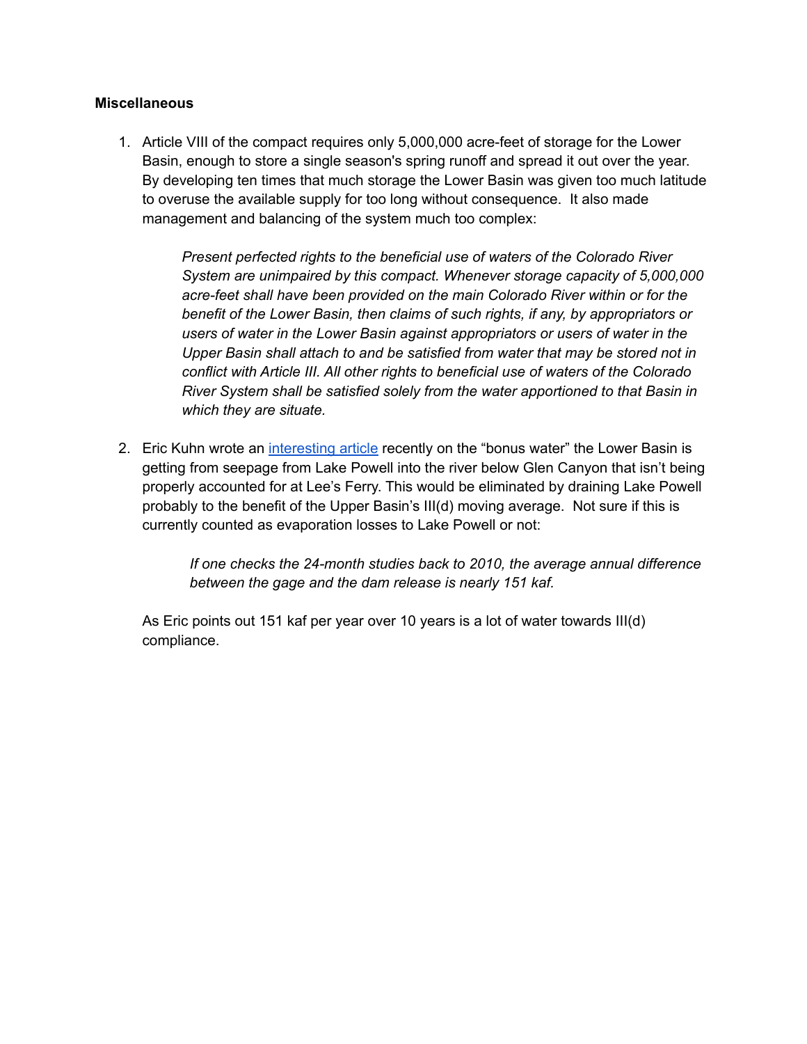**Miscellaneous**

1. Article VIII of the compact requires only 5,000,000 acre-feet of storage for the Lower Basin, enough to store a single season's spring runoff and spread it out over the year. By developing ten times that much storage the Lower Basin was given too much latitude to overuse the available supply for too long without consequence. It also made management and balancing of the system much too complex:

   > *Present perfected rights to the beneficial use of waters of the Colorado River System are unimpaired by this compact. Whenever storage capacity of 5,000,000 acre-feet shall have been provided on the main Colorado River within or for the benefit of the Lower Basin, then claims of such rights, if any, by appropriators or users of water in the Lower Basin against appropriators or users of water in the Upper Basin shall attach to and be satisfied from water that may be stored not in conflict with Article III. All other rights to beneficial use of waters of the Colorado River System shall be satisfied solely from the water apportioned to that Basin in which they are situate.*

2. Eric Kuhn wrote an interesting article recently on the "bonus water" the Lower Basin is getting from seepage from Lake Powell into the river below Glen Canyon that isn't being properly accounted for at Lee's Ferry. This would be eliminated by draining Lake Powell probably to the benefit of the Upper Basin's III(d) moving average. Not sure if this is currently counted as evaporation losses to Lake Powell or not:

   > *If one checks the 24-month studies back to 2010, the average annual difference between the gage and the dam release is nearly 151 kaf.*

   As Eric points out 151 kaf per year over 10 years is a lot of water towards III(d) compliance.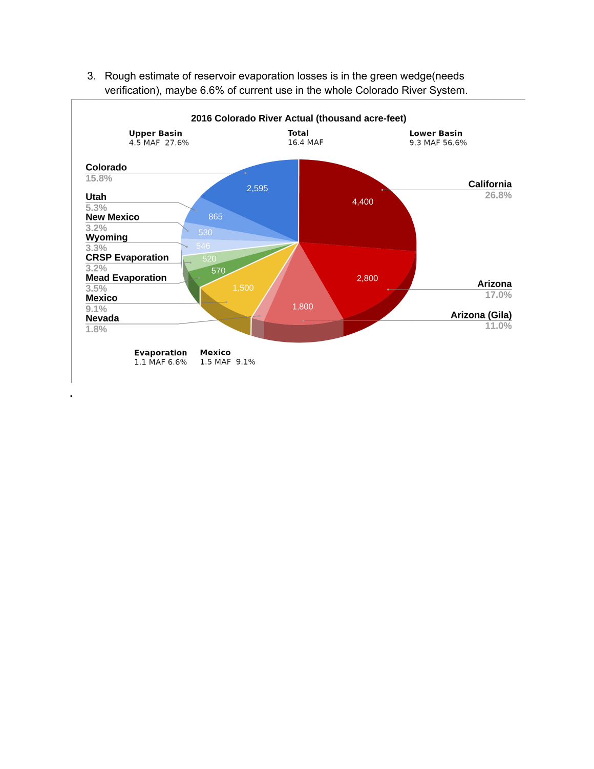3. Rough estimate of reservoir evaporation losses is in the green wedge(needs verification), maybe 6.6% of current use in the whole Colorado River System.

2016 Colorado River Actual (thousand acre-feet)

Upper Basin
4.5 MAF 27.6%

Total
16.4 MAF

Lower Basin
9.3 MAF 56.6%

Colorado
15.8%

Utah
5.3%

New Mexico
3.2%

Wyoming
3.3%

CRSP Evaporation
3.2%

Mead Evaporation
3.5%

Mexico
9.1%

Nevada
1.8%

California
26.8%

Arizona
17.0%

Arizona (Gila)
11.0%

2,595

865

530

546

520

570

1,500

1,800

2,800

4,400

Evaporation
1.1 MAF 6.6%

Mexico
1.5 MAF 9.1%

.